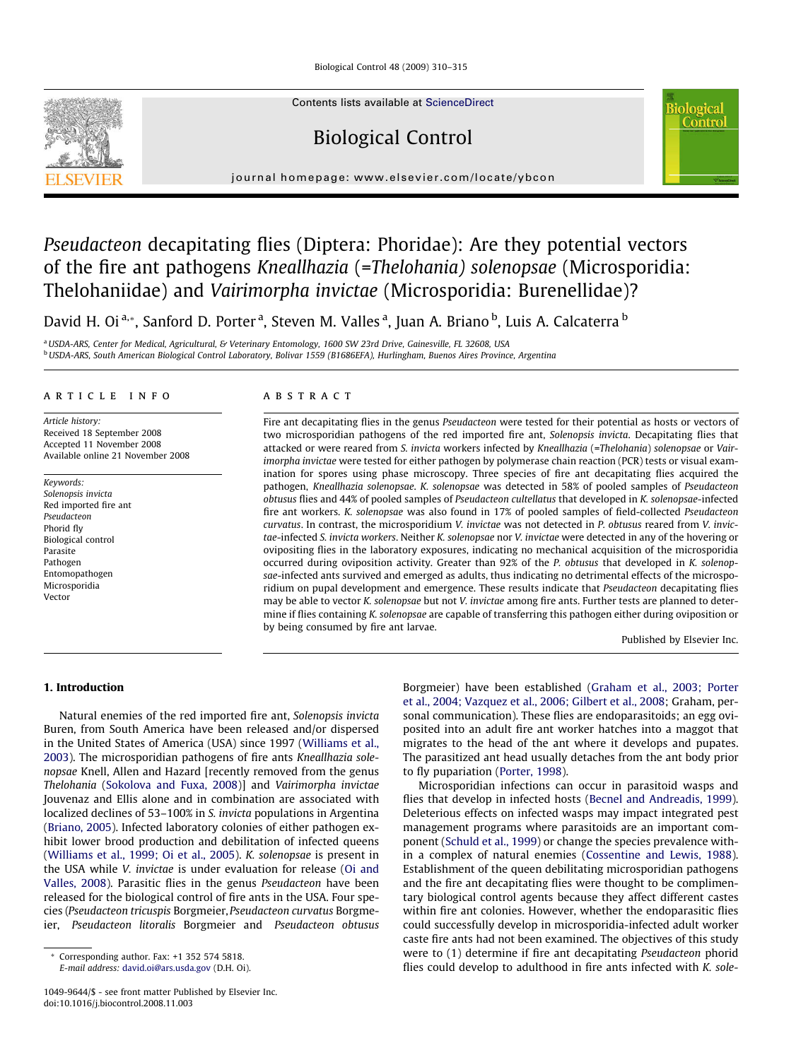# *Pseudacteon* decapitating flies (Diptera: Phoridae): Are they potential vectors of the fire ant pathogens *Kneallhazia* (=*Thelohania*) *solenopsae* (Microsporidia: Thelohaniidae) and *Vairimorpha invictae* (Microsporidia: Burenellidae)?

David H. Oi [a,*], Sanford D. Porter [a], Steven M. Valles [a], Juan A. Briano [b], Luis A. Calcaterra [b]

[a] USDA-ARS, Center for Medical, Agricultural, & Veterinary Entomology, 1600 SW 23rd Drive, Gainesville, FL 32608, USA
[b] USDA-ARS, South American Biological Control Laboratory, Bolivar 1559 (B1686EFA), Hurlingham, Buenos Aires Province, Argentina

## ARTICLE INFO

*Article history:*
Received 18 September 2008
Accepted 11 November 2008
Available online 21 November 2008

*Keywords:*
*Solenopsis invicta*
Red imported fire ant
*Pseudacteon*
Phorid fly
Biological control
Parasite
Pathogen
Entomopathogen
Microsporidia
Vector

## ABSTRACT

Fire ant decapitating flies in the genus *Pseudacteon* were tested for their potential as hosts or vectors of two microsporidian pathogens of the red imported fire ant, *Solenopsis invicta*. Decapitating flies that attacked or were reared from *S. invicta* workers infected by *Kneallhazia* (=*Thelohania*) *solenopsae* or *Vairimorpha invictae* were tested for either pathogen by polymerase chain reaction (PCR) tests or visual examination for spores using phase microscopy. Three species of fire ant decapitating flies acquired the pathogen, *Kneallhazia solenopsae*. *K. solenopsae* was detected in 58% of pooled samples of *Pseudacteon obtusus* flies and 44% of pooled samples of *Pseudacteon cultellatus* that developed in *K. solenopsae*-infected fire ant workers. *K. solenopsae* was also found in 17% of pooled samples of field-collected *Pseudacteon curvatus*. In contrast, the microsporidium *V. invictae* was not detected in *P. obtusus* reared from *V. invictae*-infected *S. invicta* workers. Neither *K. solenopsae* nor *V. invictae* were detected in any of the hovering or ovipositing flies in the laboratory exposures, indicating no mechanical acquisition of the microsporidia occurred during oviposition activity. Greater than 92% of the *P. obtusus* that developed in *K. solenopsae*-infected ants survived and emerged as adults, thus indicating no detrimental effects of the microsporidium on pupal development and emergence. These results indicate that *Pseudacteon* decapitating flies may be able to vector *K. solenopsae* but not *V. invictae* among fire ants. Further tests are planned to determine if flies containing *K. solenopsae* are capable of transferring this pathogen either during oviposition or by being consumed by fire ant larvae.

Published by Elsevier Inc.

## 1. Introduction

Natural enemies of the red imported fire ant, *Solenopsis invicta* Buren, from South America have been released and/or dispersed in the United States of America (USA) since 1997 (Williams et al., 2003). The microsporidian pathogens of fire ants *Kneallhazia solenopsae* Knell, Allen and Hazard [recently removed from the genus *Thelohania* (Sokolova and Fuxa, 2008)] and *Vairimorpha invictae* Jouvenaz and Ellis alone and in combination are associated with localized declines of 53–100% in *S. invicta* populations in Argentina (Briano, 2005). Infected laboratory colonies of either pathogen exhibit lower brood production and debilitation of infected queens (Williams et al., 1999; Oi et al., 2005). *K. solenopsae* is present in the USA while *V. invictae* is under evaluation for release (Oi and Valles, 2008). Parasitic flies in the genus *Pseudacteon* have been released for the biological control of fire ants in the USA. Four species (*Pseudacteon tricuspis* Borgmeier, *Pseudacteon curvatus* Borgmeier, *Pseudacteon litoralis* Borgmeier and *Pseudacteon obtusus* Borgmeier) have been established (Graham et al., 2003; Porter et al., 2004; Vazquez et al., 2006; Gilbert et al., 2008; Graham, personal communication). These flies are endoparasitoids; an egg oviposited into an adult fire ant worker hatches into a maggot that migrates to the head of the ant where it develops and pupates. The parasitized ant head usually detaches from the ant body prior to fly pupariation (Porter, 1998).

Microsporidian infections can occur in parasitoid wasps and flies that develop in infected hosts (Becnel and Andreadis, 1999). Deleterious effects on infected wasps may impact integrated pest management programs where parasitoids are an important component (Schuld et al., 1999) or change the species prevalence within a complex of natural enemies (Cossentine and Lewis, 1988). Establishment of the queen debilitating microsporidian pathogens and the fire ant decapitating flies were thought to be complimentary biological control agents because they affect different castes within fire ant colonies. However, whether the endoparasitic flies could successfully develop in microsporidia-infected adult worker caste fire ants had not been examined. The objectives of this study were to (1) determine if fire ant decapitating *Pseudacteon* phorid flies could develop to adulthood in fire ants infected with *K. sole-*

* Corresponding author. Fax: +1 352 574 5818.
E-mail address: david.oi@ars.usda.gov (D.H. Oi).

1049-9644/$ - see front matter Published by Elsevier Inc.
doi:10.1016/j.biocontrol.2008.11.003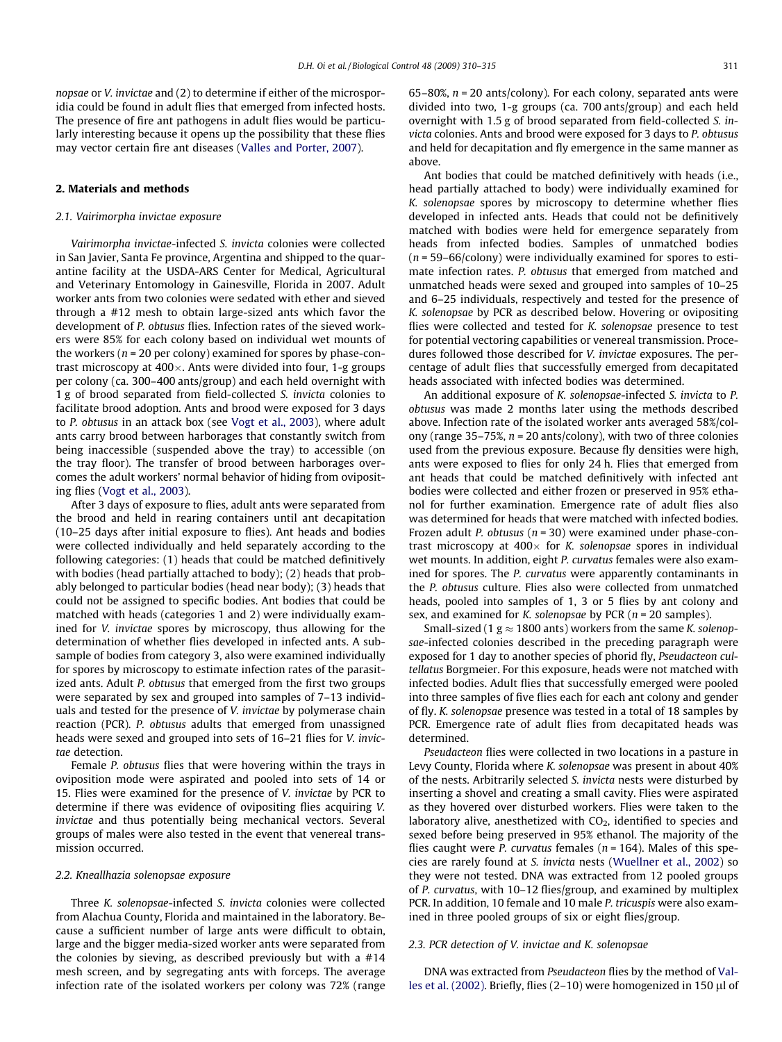*nopsae* or *V. invictae* and (2) to determine if either of the microsporidia could be found in adult flies that emerged from infected hosts. The presence of fire ant pathogens in adult flies would be particularly interesting because it opens up the possibility that these flies may vector certain fire ant diseases (Valles and Porter, 2007).

## 2. Materials and methods

### 2.1. Vairimorpha invictae exposure

*Vairimorpha invictae*-infected *S. invicta* colonies were collected in San Javier, Santa Fe province, Argentina and shipped to the quarantine facility at the USDA-ARS Center for Medical, Agricultural and Veterinary Entomology in Gainesville, Florida in 2007. Adult worker ants from two colonies were sedated with ether and sieved through a #12 mesh to obtain large-sized ants which favor the development of *P. obtusus* flies. Infection rates of the sieved workers were 85% for each colony based on individual wet mounts of the workers ($n = 20$ per colony) examined for spores by phase-contrast microscopy at 400×. Ants were divided into four, 1-g groups per colony (ca. 300–400 ants/group) and each held overnight with 1 g of brood separated from field-collected *S. invicta* colonies to facilitate brood adoption. Ants and brood were exposed for 3 days to *P. obtusus* in an attack box (see Vogt et al., 2003), where adult ants carry brood between harborages that constantly switch from being inaccessible (suspended above the tray) to accessible (on the tray floor). The transfer of brood between harborages overcomes the adult workers' normal behavior of hiding from ovipositing flies (Vogt et al., 2003).

After 3 days of exposure to flies, adult ants were separated from the brood and held in rearing containers until ant decapitation (10–25 days after initial exposure to flies). Ant heads and bodies were collected individually and held separately according to the following categories: (1) heads that could be matched definitively with bodies (head partially attached to body); (2) heads that probably belonged to particular bodies (head near body); (3) heads that could not be assigned to specific bodies. Ant bodies that could be matched with heads (categories 1 and 2) were individually examined for *V. invictae* spores by microscopy, thus allowing for the determination of whether flies developed in infected ants. A subsample of bodies from category 3, also were examined individually for spores by microscopy to estimate infection rates of the parasitized ants. Adult *P. obtusus* that emerged from the first two groups were separated by sex and grouped into samples of 7–13 individuals and tested for the presence of *V. invictae* by polymerase chain reaction (PCR). *P. obtusus* adults that emerged from unassigned heads were sexed and grouped into sets of 16–21 flies for *V. invictae* detection.

Female *P. obtusus* flies that were hovering within the trays in oviposition mode were aspirated and pooled into sets of 14 or 15. Flies were examined for the presence of *V. invictae* by PCR to determine if there was evidence of ovipositing flies acquiring *V. invictae* and thus potentially being mechanical vectors. Several groups of males were also tested in the event that venereal transmission occurred.

### 2.2. Kneallhazia solenopsae exposure

Three *K. solenopsae*-infected *S. invicta* colonies were collected from Alachua County, Florida and maintained in the laboratory. Because a sufficient number of large ants were difficult to obtain, large and the bigger media-sized worker ants were separated from the colonies by sieving, as described previously but with a #14 mesh screen, and by segregating ants with forceps. The average infection rate of the isolated workers per colony was 72% (range 65–80%, $n = 20$ ants/colony). For each colony, separated ants were divided into two, 1-g groups (ca. 700 ants/group) and each held overnight with 1.5 g of brood separated from field-collected *S. invicta* colonies. Ants and brood were exposed for 3 days to *P. obtusus* and held for decapitation and fly emergence in the same manner as above.

Ant bodies that could be matched definitively with heads (i.e., head partially attached to body) were individually examined for *K. solenopsae* spores by microscopy to determine whether flies developed in infected ants. Heads that could not be definitively matched with bodies were held for emergence separately from heads from infected bodies. Samples of unmatched bodies ($n = 59$–$66$/colony) were individually examined for spores to estimate infection rates. *P. obtusus* that emerged from matched and unmatched heads were sexed and grouped into samples of 10–25 and 6–25 individuals, respectively and tested for the presence of *K. solenopsae* by PCR as described below. Hovering or ovipositing flies were collected and tested for *K. solenopsae* presence to test for potential vectoring capabilities or venereal transmission. Procedures followed those described for *V. invictae* exposures. The percentage of adult flies that successfully emerged from decapitated heads associated with infected bodies was determined.

An additional exposure of *K. solenopsae*-infected *S. invicta* to *P. obtusus* was made 2 months later using the methods described above. Infection rate of the isolated worker ants averaged 58%/colony (range 35–75%, $n = 20$ ants/colony), with two of three colonies used from the previous exposure. Because fly densities were high, ants were exposed to flies for only 24 h. Flies that emerged from ant heads that could be matched definitively with infected ant bodies were collected and either frozen or preserved in 95% ethanol for further examination. Emergence rate of adult flies also was determined for heads that were matched with infected bodies. Frozen adult *P. obtusus* ($n = 30$) were examined under phase-contrast microscopy at 400× for *K. solenopsae* spores in individual wet mounts. In addition, eight *P. curvatus* females were also examined for spores. The *P. curvatus* were apparently contaminants in the *P. obtusus* culture. Flies also were collected from unmatched heads, pooled into samples of 1, 3 or 5 flies by ant colony and sex, and examined for *K. solenopsae* by PCR ($n = 20$ samples).

Small-sized (1 g ≈ 1800 ants) workers from the same *K. solenopsae*-infected colonies described in the preceding paragraph were exposed for 1 day to another species of phorid fly, *Pseudacteon cultellatus* Borgmeier. For this exposure, heads were not matched with infected bodies. Adult flies that successfully emerged were pooled into three samples of five flies each for each ant colony and gender of fly. *K. solenopsae* presence was tested in a total of 18 samples by PCR. Emergence rate of adult flies from decapitated heads was determined.

*Pseudacteon* flies were collected in two locations in a pasture in Levy County, Florida where *K. solenopsae* was present in about 40% of the nests. Arbitrarily selected *S. invicta* nests were disturbed by inserting a shovel and creating a small cavity. Flies were aspirated as they hovered over disturbed workers. Flies were taken to the laboratory alive, anesthetized with $CO_2$, identified to species and sexed before being preserved in 95% ethanol. The majority of the flies caught were *P. curvatus* females ($n = 164$). Males of this species are rarely found at *S. invicta* nests (Wuellner et al., 2002) so they were not tested. DNA was extracted from 12 pooled groups of *P. curvatus*, with 10–12 flies/group, and examined by multiplex PCR. In addition, 10 female and 10 male *P. tricuspis* were also examined in three pooled groups of six or eight flies/group.

### 2.3. PCR detection of V. invictae and K. solenopsae

DNA was extracted from *Pseudacteon* flies by the method of Valles et al. (2002). Briefly, flies (2–10) were homogenized in 150 μl of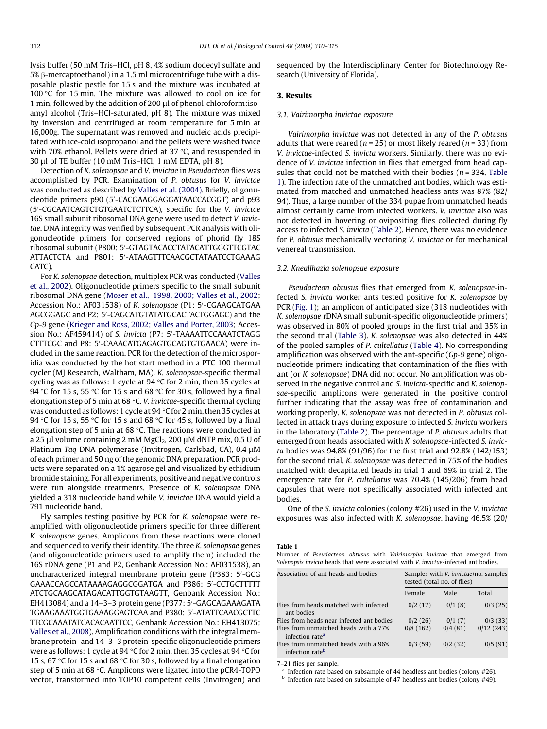lysis buffer (50 mM Tris–HCl, pH 8, 4% sodium dodecyl sulfate and 5% β-mercaptoethanol) in a 1.5 ml microcentrifuge tube with a disposable plastic pestle for 15 s and the mixture was incubated at 100 °C for 15 min. The mixture was allowed to cool on ice for 1 min, followed by the addition of 200 μl of phenol:chloroform:isoamyl alcohol (Tris–HCl-saturated, pH 8). The mixture was mixed by inversion and centrifuged at room temperature for 5 min at 16,000*g*. The supernatant was removed and nucleic acids precipitated with ice-cold isopropanol and the pellets were washed twice with 70% ethanol. Pellets were dried at 37 °C, and resuspended in 30 μl of TE buffer (10 mM Tris–HCl, 1 mM EDTA, pH 8).

Detection of *K. solenopsae* and *V. invictae* in *Pseudacteon* flies was accomplished by PCR. Examination of *P. obtusus* for *V. invictae* was conducted as described by Valles et al. (2004). Briefly, oligonucleotide primers p90 (5′-CACGAAGGAGGATAACCACGGT) and p93 (5′-CGCAATCAGTCTGTGAATCTCTTCA), specific for the *V. invictae* 16S small subunit ribosomal DNA gene were used to detect *V. invictae*. DNA integrity was verified by subsequent PCR analysis with oligonucleotide primers for conserved regions of phorid fly 18S ribosomal subunit (P800: 5′-GTAGTACACCTATACATTGGGTTCGTAC ATTACTCTA and P801: 5′-ATAAGTTTCAACGCTATAATCCTGAAAG CATC).

For *K. solenopsae* detection, multiplex PCR was conducted (Valles et al., 2002). Oligonucleotide primers specific to the small subunit ribosomal DNA gene (Moser et al., 1998, 2000; Valles et al., 2002; Accession No.: AF031538) of *K. solenopsae* (P1: 5′-CGAAGCATGAA AGCGGAGC and P2: 5′-CAGCATGTATATGCACTACTGGAGC) and the *Gp-9* gene (Krieger and Ross, 2002; Valles and Porter, 2003; Accession No.: AF459414) of *S. invicta* (P7: 5′-TAAAATTCCAAATCTAGG CTTTCGC and P8: 5′-CAAACATGAGAGTGCAGTGTGAACA) were included in the same reaction. PCR for the detection of the microsporidia was conducted by the hot start method in a PTC 100 thermal cycler (MJ Research, Waltham, MA). *K. solenopsae*-specific thermal cycling was as follows: 1 cycle at 94 °C for 2 min, then 35 cycles at 94 °C for 15 s, 55 °C for 15 s and 68 °C for 30 s, followed by a final elongation step of 5 min at 68 °C. *V. invictae*-specific thermal cycling was conducted as follows: 1 cycle at 94 °C for 2 min, then 35 cycles at 94 °C for 15 s, 55 °C for 15 s and 68 °C for 45 s, followed by a final elongation step of 5 min at 68 °C. The reactions were conducted in a 25 μl volume containing 2 mM $MgCl_2$, 200 μM dNTP mix, 0.5 U of Platinum *Taq* DNA polymerase (Invitrogen, Carlsbad, CA), 0.4 μM of each primer and 50 ng of the genomic DNA preparation. PCR products were separated on a 1% agarose gel and visualized by ethidium bromide staining. For all experiments, positive and negative controls were run alongside treatments. Presence of *K. solenopsae* DNA yielded a 318 nucleotide band while *V. invictae* DNA would yield a 791 nucleotide band.

Fly samples testing positive by PCR for *K. solenopsae* were reamplified with oligonucleotide primers specific for three different *K. solenopsae* genes. Amplicons from these reactions were cloned and sequenced to verify their identity. The three *K. solenopsae* genes (and oligonucleotide primers used to amplify them) included the 16S rDNA gene (P1 and P2, Genbank Accession No.: AF031538), an uncharacterized integral membrane protein gene (P383: 5′-GCG GAAACCAGCCATAAAAGAGGCGGATGA and P386: 5′-CCTGCTTTTT ATCTGCAAGCATAGACATTGGTGTAAGTT, Genbank Accession No.: EH413084) and a 14–3–3 protein gene (P377: 5′-GAGCAGAAAGATA TGAAGAAATGGTGAAAGGAGTCAA and P380: 5′-ATATTCAACGCTTC TTCGCAAATATCACACAATTCC, Genbank Accession No.: EH413075; Valles et al., 2008). Amplification conditions with the integral membrane protein- and 14–3–3 protein-specific oligonucleotide primers were as follows: 1 cycle at 94 °C for 2 min, then 35 cycles at 94 °C for 15 s, 67 °C for 15 s and 68 °C for 30 s, followed by a final elongation step of 5 min at 68 °C. Amplicons were ligated into the pCR4-TOPO vector, transformed into TOP10 competent cells (Invitrogen) and sequenced by the Interdisciplinary Center for Biotechnology Research (University of Florida).

## 3. Results

### 3.1. Vairimorpha invictae exposure

*Vairimorpha invictae* was not detected in any of the *P. obtusus* adults that were reared ($n = 25$) or most likely reared ($n = 33$) from *V. invictae*-infected *S. invicta* workers. Similarly, there was no evidence of *V. invictae* infection in flies that emerged from head capsules that could not be matched with their bodies ($n = 334$, Table 1). The infection rate of the unmatched ant bodies, which was estimated from matched and unmatched headless ants was 87% (82/94). Thus, a large number of the 334 pupae from unmatched heads almost certainly came from infected workers. *V. invictae* also was not detected in hovering or ovipositing flies collected during fly access to infected *S. invicta* (Table 2). Hence, there was no evidence for *P. obtusus* mechanically vectoring *V. invictae* or for mechanical venereal transmission.

### 3.2. Kneallhazia solenopsae exposure

*Pseudacteon obtusus* flies that emerged from *K. solenopsae*-infected *S. invicta* worker ants tested positive for *K. solenopsae* by PCR (Fig. 1); an amplicon of anticipated size (318 nucleotides with *K. solenopsae* rDNA small subunit-specific oligonucleotide primers) was observed in 80% of pooled groups in the first trial and 35% in the second trial (Table 3). *K. solenopsae* was also detected in 44% of the pooled samples of *P. cultellatus* (Table 4). No corresponding amplification was observed with the ant-specific (*Gp-9* gene) oligonucleotide primers indicating that contamination of the flies with ant (or *K. solenopsae*) DNA did not occur. No amplification was observed in the negative control and *S. invicta*-specific and *K. solenopsae*-specific amplicons were generated in the positive control further indicating that the assay was free of contamination and working properly. *K. solenopsae* was not detected in *P. obtusus* collected in attack trays during exposure to infected *S. invicta* workers in the laboratory (Table 2). The percentage of *P. obtusus* adults that emerged from heads associated with *K. solenopsae*-infected *S. invicta* bodies was 94.8% (91/96) for the first trial and 92.8% (142/153) for the second trial. *K. solenopsae* was detected in 75% of the bodies matched with decapitated heads in trial 1 and 69% in trial 2. The emergence rate for *P. cultellatus* was 70.4% (145/206) from head capsules that were not specifically associated with infected ant bodies.

One of the *S. invicta* colonies (colony #26) used in the *V. invictae* exposures was also infected with *K. solenopsae*, having 46.5% (20/

**Table 1**
Number of *Pseudacteon obtusus* with *Vairimorpha invictae* that emerged from *Solenopsis invicta* heads that were associated with *V. invictae*-infected ant bodies.

| Association of ant heads and bodies | Samples with *V. invictae*/no. samples tested (total no. of flies) | | |
|---|---|---|---|
| | Female | Male | Total |
| Flies from heads matched with infected ant bodies | 0/2 (17) | 0/1 (8) | 0/3 (25) |
| Flies from heads near infected ant bodies | 0/2 (26) | 0/1 (7) | 0/3 (33) |
| Flies from unmatched heads with a 77% infection rate[a] | 0/8 (162) | 0/4 (81) | 0/12 (243) |
| Flies from unmatched heads with a 96% infection rate[b] | 0/3 (59) | 0/2 (32) | 0/5 (91) |

7–21 flies per sample.
[a] Infection rate based on subsample of 44 headless ant bodies (colony #26).
[b] Infection rate based on subsample of 47 headless ant bodies (colony #49).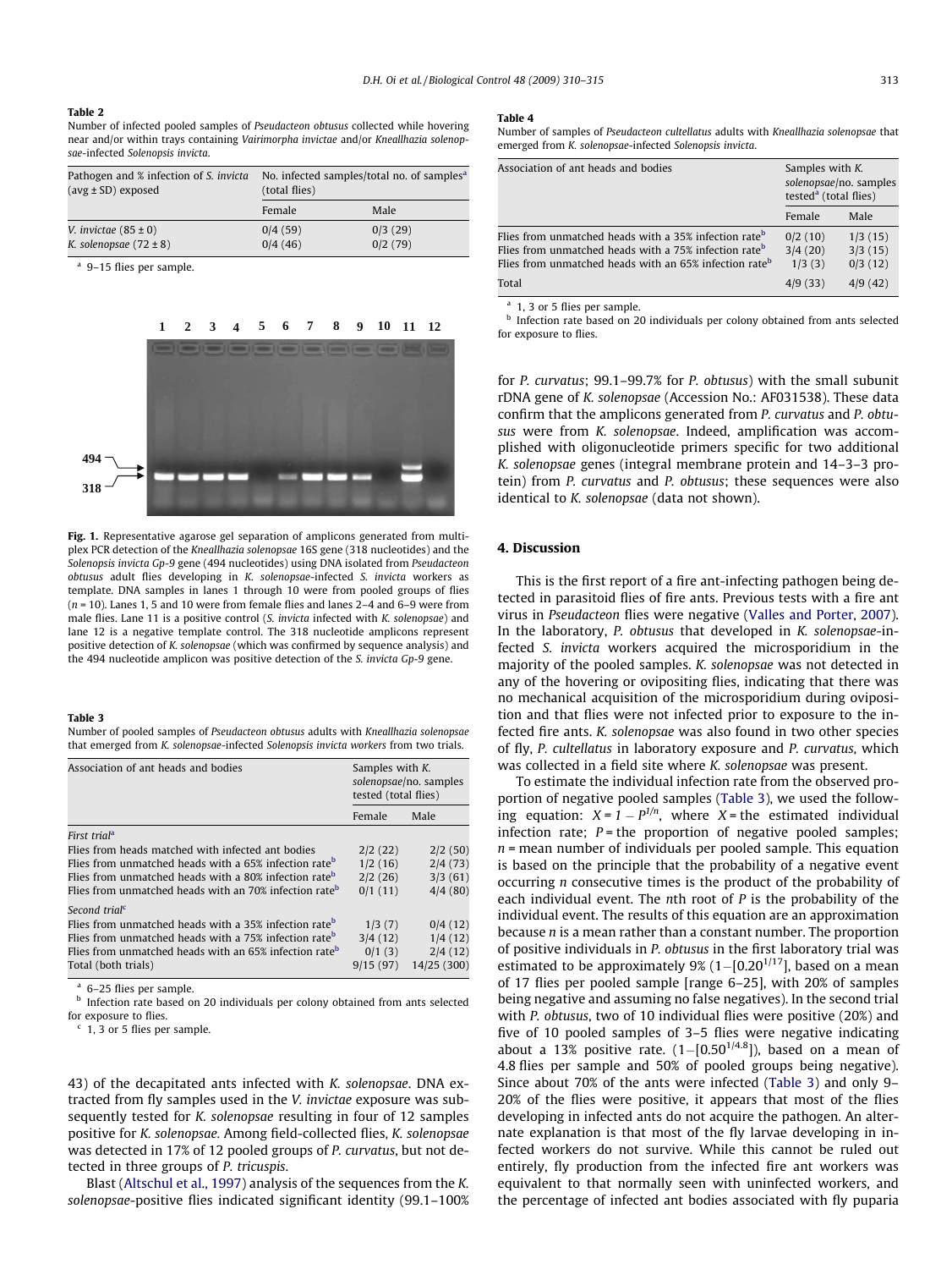**Table 2**

Number of infected pooled samples of *Pseudacteon obtusus* collected while hovering near and/or within trays containing *Vairimorpha invictae* and/or *Kneallhazia solenopsae*-infected *Solenopsis invicta*.

| Pathogen and % infection of *S. invicta* (avg ± SD) exposed | No. infected samples/total no. of samples[a] (total flies) | |
|---|---|---|
| | Female | Male |
| *V. invictae* (85 ± 0) | 0/4 (59) | 0/3 (29) |
| *K. solenopsae* (72 ± 8) | 0/4 (46) | 0/2 (79) |

[a] 9–15 flies per sample.

Fig. 1. Representative agarose gel separation of amplicons generated from multiplex PCR detection of the *Kneallhazia solenopsae* 16S gene (318 nucleotides) and the *Solenopsis invicta Gp-9* gene (494 nucleotides) using DNA isolated from *Pseudacteon obtusus* adult flies developing in *K. solenopsae*-infected *S. invicta* workers as template. DNA samples in lanes 1 through 10 were from pooled groups of flies ($n = 10$). Lanes 1, 5 and 10 were from female flies and lanes 2–4 and 6–9 were from male flies. Lane 11 is a positive control (*S. invicta* infected with *K. solenopsae*) and lane 12 is a negative template control. The 318 nucleotide amplicons represent positive detection of *K. solenopsae* (which was confirmed by sequence analysis) and the 494 nucleotide amplicon was positive detection of the *S. invicta Gp-9* gene.

**Table 3**

Number of pooled samples of *Pseudacteon obtusus* adults with *Kneallhazia solenopsae* that emerged from *K. solenopsae*-infected *Solenopsis invicta workers* from two trials.

| Association of ant heads and bodies | Samples with *K. solenopsae*/no. samples tested (total flies) | |
|---|---|---|
| | Female | Male |
| *First trial*[a] | | |
| Flies from heads matched with infected ant bodies | 2/2 (22) | 2/2 (50) |
| Flies from unmatched heads with a 65% infection rate[b] | 1/2 (16) | 2/4 (73) |
| Flies from unmatched heads with a 80% infection rate[b] | 2/2 (26) | 3/3 (61) |
| Flies from unmatched heads with an 70% infection rate[b] | 0/1 (11) | 4/4 (80) |
| *Second trial*[c] | | |
| Flies from unmatched heads with a 35% infection rate[b] | 1/3 (7) | 0/4 (12) |
| Flies from unmatched heads with a 75% infection rate[b] | 3/4 (12) | 1/4 (12) |
| Flies from unmatched heads with an 65% infection rate[b] | 0/1 (3) | 2/4 (12) |
| Total (both trials) | 9/15 (97) | 14/25 (300) |

[a] 6–25 flies per sample.
[b] Infection rate based on 20 individuals per colony obtained from ants selected for exposure to flies.
[c] 1, 3 or 5 flies per sample.

43) of the decapitated ants infected with *K. solenopsae*. DNA extracted from fly samples used in the *V. invictae* exposure was subsequently tested for *K. solenopsae* resulting in four of 12 samples positive for *K. solenopsae*. Among field-collected flies, *K. solenopsae* was detected in 17% of 12 pooled groups of *P. curvatus*, but not detected in three groups of *P. tricuspis*.

Blast (Altschul et al., 1997) analysis of the sequences from the *K. solenopsae*-positive flies indicated significant identity (99.1–100% for *P. curvatus*; 99.1–99.7% for *P. obtusus*) with the small subunit rDNA gene of *K. solenopsae* (Accession No.: AF031538). These data confirm that the amplicons generated from *P. curvatus* and *P. obtusus* were from *K. solenopsae*. Indeed, amplification was accomplished with oligonucleotide primers specific for two additional *K. solenopsae* genes (integral membrane protein and 14–3–3 protein) from *P. curvatus* and *P. obtusus*; these sequences were also identical to *K. solenopsae* (data not shown).

**Table 4**

Number of samples of *Pseudacteon cultellatus* adults with *Kneallhazia solenopsae* that emerged from *K. solenopsae*-infected *Solenopsis invicta*.

| Association of ant heads and bodies | Samples with *K. solenopsae*/no. samples tested[a] (total flies) | |
|---|---|---|
| | Female | Male |
| Flies from unmatched heads with a 35% infection rate[b] | 0/2 (10) | 1/3 (15) |
| Flies from unmatched heads with a 75% infection rate[b] | 3/4 (20) | 3/3 (15) |
| Flies from unmatched heads with an 65% infection rate[b] | 1/3 (3) | 0/3 (12) |
| Total | 4/9 (33) | 4/9 (42) |

[a] 1, 3 or 5 flies per sample.
[b] Infection rate based on 20 individuals per colony obtained from ants selected for exposure to flies.

## 4. Discussion

This is the first report of a fire ant-infecting pathogen being detected in parasitoid flies of fire ants. Previous tests with a fire ant virus in *Pseudacteon* flies were negative (Valles and Porter, 2007). In the laboratory, *P. obtusus* that developed in *K. solenopsae*-infected *S. invicta* workers acquired the microsporidium in the majority of the pooled samples. *K. solenopsae* was not detected in any of the hovering or ovipositing flies, indicating that there was no mechanical acquisition of the microsporidium during oviposition and that flies were not infected prior to exposure to the infected fire ants. *K. solenopsae* was also found in two other species of fly, *P. cultellatus* in laboratory exposure and *P. curvatus*, which was collected in a field site where *K. solenopsae* was present.

To estimate the individual infection rate from the observed proportion of negative pooled samples (Table 3), we used the following equation: $X = 1 - P^{1/n}$, where $X$ = the estimated individual infection rate; $P$ = the proportion of negative pooled samples; $n$ = mean number of individuals per pooled sample. This equation is based on the principle that the probability of a negative event occurring $n$ consecutive times is the product of the probability of each individual event. The $n$th root of $P$ is the probability of the individual event. The results of this equation are an approximation because $n$ is a mean rather than a constant number. The proportion of positive individuals in *P. obtusus* in the first laboratory trial was estimated to be approximately 9% ($1-[0.20^{1/17}]$, based on a mean of 17 flies per pooled sample [range 6–25], with 20% of samples being negative and assuming no false negatives). In the second trial with *P. obtusus*, two of 10 individual flies were positive (20%) and five of 10 pooled samples of 3–5 flies were negative indicating about a 13% positive rate. ($1-[0.50^{1/4.8}]$), based on a mean of 4.8 flies per sample and 50% of pooled groups being negative). Since about 70% of the ants were infected (Table 3) and only 9–20% of the flies were positive, it appears that most of the flies developing in infected ants do not acquire the pathogen. An alternate explanation is that most of the fly larvae developing in infected workers do not survive. While this cannot be ruled out entirely, fly production from the infected fire ant workers was equivalent to that normally seen with uninfected workers, and the percentage of infected ant bodies associated with fly puparia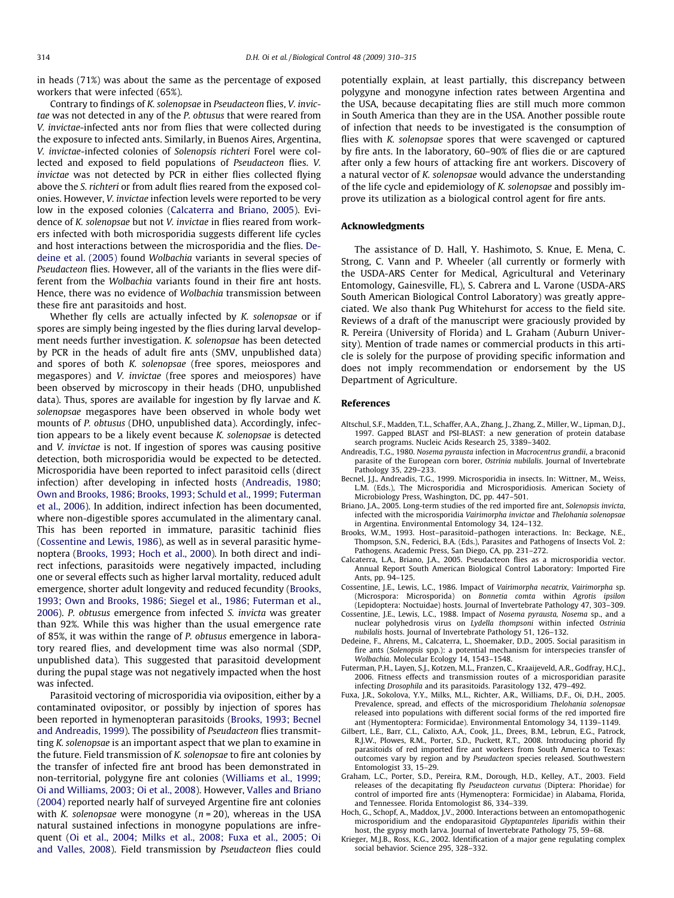in heads (71%) was about the same as the percentage of exposed workers that were infected (65%).

Contrary to findings of *K. solenopsae* in *Pseudacteon* flies, *V. invictae* was not detected in any of the *P. obtusus* that were reared from *V. invictae*-infected ants nor from flies that were collected during the exposure to infected ants. Similarly, in Buenos Aires, Argentina, *V. invictae*-infected colonies of *Solenopsis richteri* Forel were collected and exposed to field populations of *Pseudacteon* flies. *V. invictae* was not detected by PCR in either flies collected flying above the *S. richteri* or from adult flies reared from the exposed colonies. However, *V. invictae* infection levels were reported to be very low in the exposed colonies (Calcaterra and Briano, 2005). Evidence of *K. solenopsae* but not *V. invictae* in flies reared from workers infected with both microsporidia suggests different life cycles and host interactions between the microsporidia and the flies. Dedeine et al. (2005) found *Wolbachia* variants in several species of *Pseudacteon* flies. However, all of the variants in the flies were different from the *Wolbachia* variants found in their fire ant hosts. Hence, there was no evidence of *Wolbachia* transmission between these fire ant parasitoids and host.

Whether fly cells are actually infected by *K. solenopsae* or if spores are simply being ingested by the flies during larval development needs further investigation. *K. solenopsae* has been detected by PCR in the heads of adult fire ants (SMV, unpublished data) and spores of both *K. solenopsae* (free spores, meiospores and megaspores) and *V. invictae* (free spores and meiospores) have been observed by microscopy in their heads (DHO, unpublished data). Thus, spores are available for ingestion by fly larvae and *K. solenopsae* megaspores have been observed in whole body wet mounts of *P. obtusus* (DHO, unpublished data). Accordingly, infection appears to be a likely event because *K. solenopsae* is detected and *V. invictae* is not. If ingestion of spores was causing positive detection, both microsporidia would be expected to be detected. Microsporidia have been reported to infect parasitoid cells (direct infection) after developing in infected hosts (Andreadis, 1980; Own and Brooks, 1986; Brooks, 1993; Schuld et al., 1999; Futerman et al., 2006). In addition, indirect infection has been documented, where non-digestible spores accumulated in the alimentary canal. This has been reported in immature, parasitic tachinid flies (Cossentine and Lewis, 1986), as well as in several parasitic hymenoptera (Brooks, 1993; Hoch et al., 2000). In both direct and indirect infections, parasitoids were negatively impacted, including one or several effects such as higher larval mortality, reduced adult emergence, shorter adult longevity and reduced fecundity (Brooks, 1993; Own and Brooks, 1986; Siegel et al., 1986; Futerman et al., 2006). *P. obtusus* emergence from infected *S. invicta* was greater than 92%. While this was higher than the usual emergence rate of 85%, it was within the range of *P. obtusus* emergence in laboratory reared flies, and development time was also normal (SDP, unpublished data). This suggested that parasitoid development during the pupal stage was not negatively impacted when the host was infected.

Parasitoid vectoring of microsporidia via oviposition, either by a contaminated ovipositor, or possibly by injection of spores has been reported in hymenopteran parasitoids (Brooks, 1993; Becnel and Andreadis, 1999). The possibility of *Pseudacteon* flies transmitting *K. solenopsae* is an important aspect that we plan to examine in the future. Field transmission of *K. solenopsae* to fire ant colonies by the transfer of infected fire ant brood has been demonstrated in non-territorial, polygyne fire ant colonies (Williams et al., 1999; Oi and Williams, 2003; Oi et al., 2008). However, Valles and Briano (2004) reported nearly half of surveyed Argentine fire ant colonies with *K. solenopsae* were monogyne ($n = 20$), whereas in the USA natural sustained infections in monogyne populations are infrequent (Oi et al., 2004; Milks et al., 2008; Fuxa et al., 2005; Oi and Valles, 2008). Field transmission by *Pseudacteon* flies could potentially explain, at least partially, this discrepancy between polygyne and monogyne infection rates between Argentina and the USA, because decapitating flies are still much more common in South America than they are in the USA. Another possible route of infection that needs to be investigated is the consumption of flies with *K. solenopsae* spores that were scavenged or captured by fire ants. In the laboratory, 60–90% of flies die or are captured after only a few hours of attacking fire ant workers. Discovery of a natural vector of *K. solenopsae* would advance the understanding of the life cycle and epidemiology of *K. solenopsae* and possibly improve its utilization as a biological control agent for fire ants.

## Acknowledgments

The assistance of D. Hall, Y. Hashimoto, S. Knue, E. Mena, C. Strong, C. Vann and P. Wheeler (all currently or formerly with the USDA-ARS Center for Medical, Agricultural and Veterinary Entomology, Gainesville, FL), S. Cabrera and L. Varone (USDA-ARS South American Biological Control Laboratory) was greatly appreciated. We also thank Pug Whitehurst for access to the field site. Reviews of a draft of the manuscript were graciously provided by R. Pereira (University of Florida) and L. Graham (Auburn University). Mention of trade names or commercial products in this article is solely for the purpose of providing specific information and does not imply recommendation or endorsement by the US Department of Agriculture.

## References

Altschul, S.F., Madden, T.L., Schaffer, A.A., Zhang, J., Zhang, Z., Miller, W., Lipman, D.J., 1997. Gapped BLAST and PSI-BLAST: a new generation of protein database search programs. Nucleic Acids Research 25, 3389–3402.

Andreadis, T.G., 1980. *Nosema pyrausta* infection in *Macrocentrus grandii*, a braconid parasite of the European corn borer, *Ostrinia nubilalis*. Journal of Invertebrate Pathology 35, 229–233.

Becnel, J.J., Andreadis, T.G., 1999. Microsporidia in insects. In: Wittner, M., Weiss, L.M. (Eds.), The Microsporidia and Microsporidiosis. American Society of Microbiology Press, Washington, DC, pp. 447–501.

Briano, J.A., 2005. Long-term studies of the red imported fire ant, *Solenopsis invicta*, infected with the microsporidia *Vairimorpha invictae* and *Thelohania solenopsae* in Argentina. Environmental Entomology 34, 124–132.

Brooks, W.M., 1993. Host–parasitoid–pathogen interactions. In: Beckage, N.E., Thompson, S.N., Federici, B.A. (Eds.), Parasites and Pathogens of Insects Vol. 2: Pathogens. Academic Press, San Diego, CA, pp. 231–272.

Calcaterra, L.A., Briano, J.A., 2005. Pseudacteon flies as a microsporidia vector. Annual Report South American Biological Control Laboratory: Imported Fire Ants, pp. 94–125.

Cossentine, J.E., Lewis, L.C., 1986. Impact of *Vairimorpha necatrix*, *Vairimorpha* sp. (Microspora: Microsporida) on *Bonnetia comta* within *Agrotis ipsilon* (Lepidoptera: Noctuidae) hosts. Journal of Invertebrate Pathology 47, 303–309.

Cossentine, J.E., Lewis, L.C., 1988. Impact of *Nosema pyrausta*, *Nosema* sp., and a nuclear polyhedrosis virus on *Lydella thompsoni* within infected *Ostrinia nubilalis* hosts. Journal of Invertebrate Pathology 51, 126–132.

Dedeine, F., Ahrens, M., Calcaterra, L., Shoemaker, D.D., 2005. Social parasitism in fire ants (*Solenopsis* spp.): a potential mechanism for interspecies transfer of *Wolbachia*. Molecular Ecology 14, 1543–1548.

Futerman, P.H., Layen, S.J., Kotzen, M.L., Franzen, C., Kraaijeveld, A.R., Godfray, H.C.J., 2006. Fitness effects and transmission routes of a microsporidian parasite infecting *Drosophila* and its parasitoids. Parasitology 132, 479–492.

Fuxa, J.R., Sokolova, Y.Y., Milks, M.L., Richter, A.R., Williams, D.F., Oi, D.H., 2005. Prevalence, spread, and effects of the microsporidium *Thelohania solenopsae* released into populations with different social forms of the red imported fire ant (Hymentoptera: Formicidae). Environmental Entomology 34, 1139–1149.

Gilbert, L.E., Barr, C.L., Calixto, A.A., Cook, J.L., Drees, B.M., Lebrun, E.G., Patrock, R.J.W., Plowes, R.M., Porter, S.D., Puckett, R.T., 2008. Introducing phorid fly parasitoids of red imported fire ant workers from South America to Texas: outcomes vary by region and by *Pseudacteon* species released. Southwestern Entomologist 33, 15–29.

Graham, L.C., Porter, S.D., Pereira, R.M., Dorough, H.D., Kelley, A.T., 2003. Field releases of the decapitating fly *Pseudacteon curvatus* (Diptera: Phoridae) for control of imported fire ants (Hymenoptera: Formicidae) in Alabama, Florida, and Tennessee. Florida Entomologist 86, 334–339.

Hoch, G., Schopf, A., Maddox, J.V., 2000. Interactions between an entomopathogenic microsporidium and the endoparasitoid *Glyptapanteles liparidis* within their host, the gypsy moth larva. Journal of Invertebrate Pathology 75, 59–68.

Krieger, M.J.B., Ross, K.G., 2002. Identification of a major gene regulating complex social behavior. Science 295, 328–332.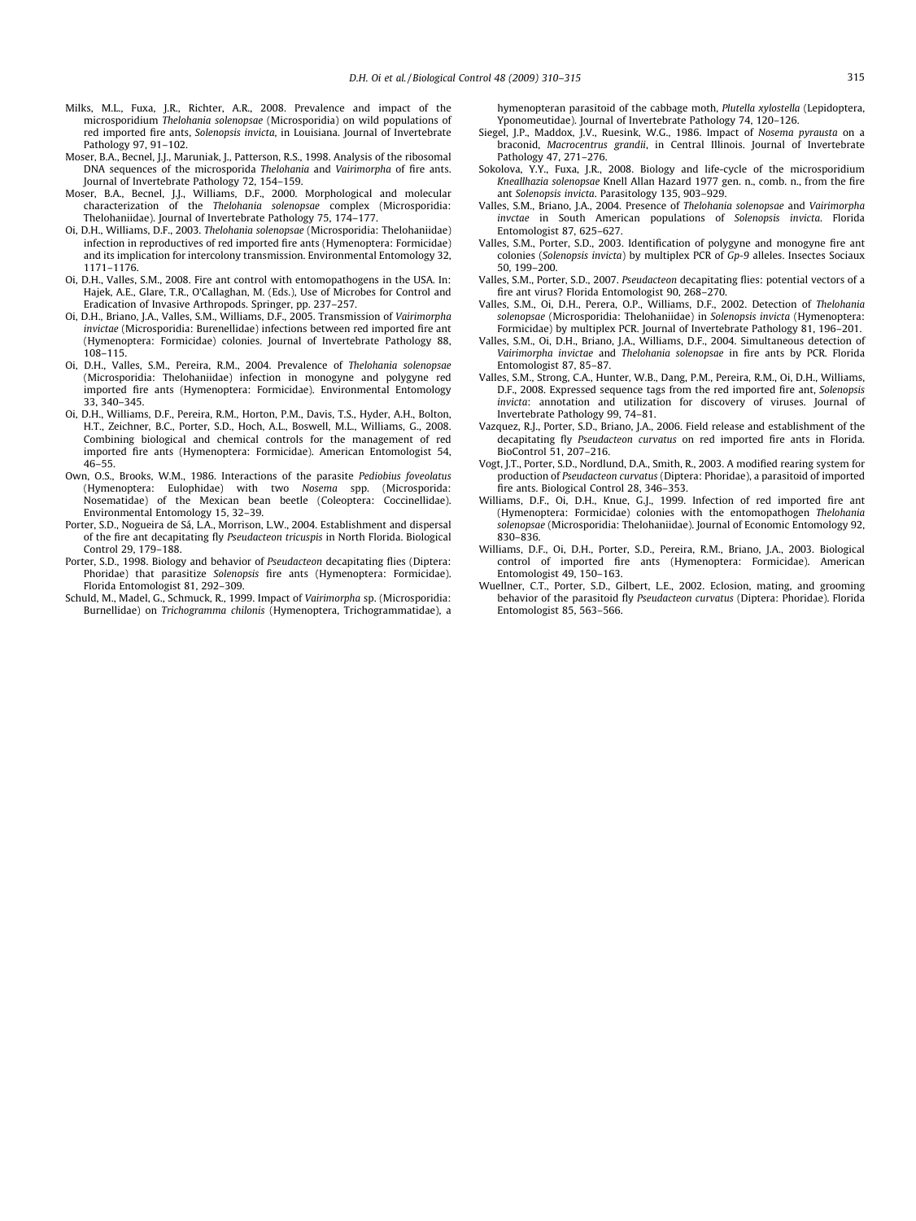Milks, M.L., Fuxa, J.R., Richter, A.R., 2008. Prevalence and impact of the microsporidium *Thelohania solenopsae* (Microsporidia) on wild populations of red imported fire ants, *Solenopsis invicta*, in Louisiana. Journal of Invertebrate Pathology 97, 91–102.

Moser, B.A., Becnel, J.J., Maruniak, J., Patterson, R.S., 1998. Analysis of the ribosomal DNA sequences of the microsporida *Thelohania* and *Vairimorpha* of fire ants. Journal of Invertebrate Pathology 72, 154–159.

Moser, B.A., Becnel, J.J., Williams, D.F., 2000. Morphological and molecular characterization of the *Thelohania solenopsae* complex (Microsporidia: Thelohaniidae). Journal of Invertebrate Pathology 75, 174–177.

Oi, D.H., Williams, D.F., 2003. *Thelohania solenopsae* (Microsporidia: Thelohaniidae) infection in reproductives of red imported fire ants (Hymenoptera: Formicidae) and its implication for intercolony transmission. Environmental Entomology 32, 1171–1176.

Oi, D.H., Valles, S.M., 2008. Fire ant control with entomopathogens in the USA. In: Hajek, A.E., Glare, T.R., O'Callaghan, M. (Eds.), Use of Microbes for Control and Eradication of Invasive Arthropods. Springer, pp. 237–257.

Oi, D.H., Briano, J.A., Valles, S.M., Williams, D.F., 2005. Transmission of *Vairimorpha invictae* (Microsporidia: Burenellidae) infections between red imported fire ant (Hymenoptera: Formicidae) colonies. Journal of Invertebrate Pathology 88, 108–115.

Oi, D.H., Valles, S.M., Pereira, R.M., 2004. Prevalence of *Thelohania solenopsae* (Microsporidia: Thelohaniidae) infection in monogyne and polygyne red imported fire ants (Hymenoptera: Formicidae). Environmental Entomology 33, 340–345.

Oi, D.H., Williams, D.F., Pereira, R.M., Horton, P.M., Davis, T.S., Hyder, A.H., Bolton, H.T., Zeichner, B.C., Porter, S.D., Hoch, A.L., Boswell, M.L., Williams, G., 2008. Combining biological and chemical controls for the management of red imported fire ants (Hymenoptera: Formicidae). American Entomologist 54, 46–55.

Own, O.S., Brooks, W.M., 1986. Interactions of the parasite *Pediobius foveolatus* (Hymenoptera: Eulophidae) with two *Nosema* spp. (Microsporida: Nosematidae) of the Mexican bean beetle (Coleoptera: Coccinellidae). Environmental Entomology 15, 32–39.

Porter, S.D., Nogueira de Sá, L.A., Morrison, L.W., 2004. Establishment and dispersal of the fire ant decapitating fly *Pseudacteon tricuspis* in North Florida. Biological Control 29, 179–188.

Porter, S.D., 1998. Biology and behavior of *Pseudacteon* decapitating flies (Diptera: Phoridae) that parasitize *Solenopsis* fire ants (Hymenoptera: Formicidae). Florida Entomologist 81, 292–309.

Schuld, M., Madel, G., Schmuck, R., 1999. Impact of *Vairimorpha* sp. (Microsporidia: Burnellidae) on *Trichogramma chilonis* (Hymenoptera, Trichogrammatidae), a hymenopteran parasitoid of the cabbage moth, *Plutella xylostella* (Lepidoptera, Yponomeutidae). Journal of Invertebrate Pathology 74, 120–126.

Siegel, J.P., Maddox, J.V., Ruesink, W.G., 1986. Impact of *Nosema pyrausta* on a braconid, *Macrocentrus grandii*, in Central Illinois. Journal of Invertebrate Pathology 47, 271–276.

Sokolova, Y.Y., Fuxa, J.R., 2008. Biology and life-cycle of the microsporidium *Kneallhazia solenopsae* Knell Allan Hazard 1977 gen. n., comb. n., from the fire ant *Solenopsis invicta*. Parasitology 135, 903–929.

Valles, S.M., Briano, J.A., 2004. Presence of *Thelohania solenopsae* and *Vairimorpha invctae* in South American populations of *Solenopsis invicta*. Florida Entomologist 87, 625–627.

Valles, S.M., Porter, S.D., 2003. Identification of polygyne and monogyne fire ant colonies (*Solenopsis invicta*) by multiplex PCR of *Gp-9* alleles. Insectes Sociaux 50, 199–200.

Valles, S.M., Porter, S.D., 2007. *Pseudacteon* decapitating flies: potential vectors of a fire ant virus? Florida Entomologist 90, 268–270.

Valles, S.M., Oi, D.H., Perera, O.P., Williams, D.F., 2002. Detection of *Thelohania solenopsae* (Microsporidia: Thelohaniidae) in *Solenopsis invicta* (Hymenoptera: Formicidae) by multiplex PCR. Journal of Invertebrate Pathology 81, 196–201.

Valles, S.M., Oi, D.H., Briano, J.A., Williams, D.F., 2004. Simultaneous detection of *Vairimorpha invictae* and *Thelohania solenopsae* in fire ants by PCR. Florida Entomologist 87, 85–87.

Valles, S.M., Strong, C.A., Hunter, W.B., Dang, P.M., Pereira, R.M., Oi, D.H., Williams, D.F., 2008. Expressed sequence tags from the red imported fire ant, *Solenopsis invicta*: annotation and utilization for discovery of viruses. Journal of Invertebrate Pathology 99, 74–81.

Vazquez, R.J., Porter, S.D., Briano, J.A., 2006. Field release and establishment of the decapitating fly *Pseudacteon curvatus* on red imported fire ants in Florida. BioControl 51, 207–216.

Vogt, J.T., Porter, S.D., Nordlund, D.A., Smith, R., 2003. A modified rearing system for production of *Pseudacteon curvatus* (Diptera: Phoridae), a parasitoid of imported fire ants. Biological Control 28, 346–353.

Williams, D.F., Oi, D.H., Knue, G.J., 1999. Infection of red imported fire ant (Hymenoptera: Formicidae) colonies with the entomopathogen *Thelohania solenopsae* (Microsporidia: Thelohaniidae). Journal of Economic Entomology 92, 830–836.

Williams, D.F., Oi, D.H., Porter, S.D., Pereira, R.M., Briano, J.A., 2003. Biological control of imported fire ants (Hymenoptera: Formicidae). American Entomologist 49, 150–163.

Wuellner, C.T., Porter, S.D., Gilbert, L.E., 2002. Eclosion, mating, and grooming behavior of the parasitoid fly *Pseudacteon curvatus* (Diptera: Phoridae). Florida Entomologist 85, 563–566.